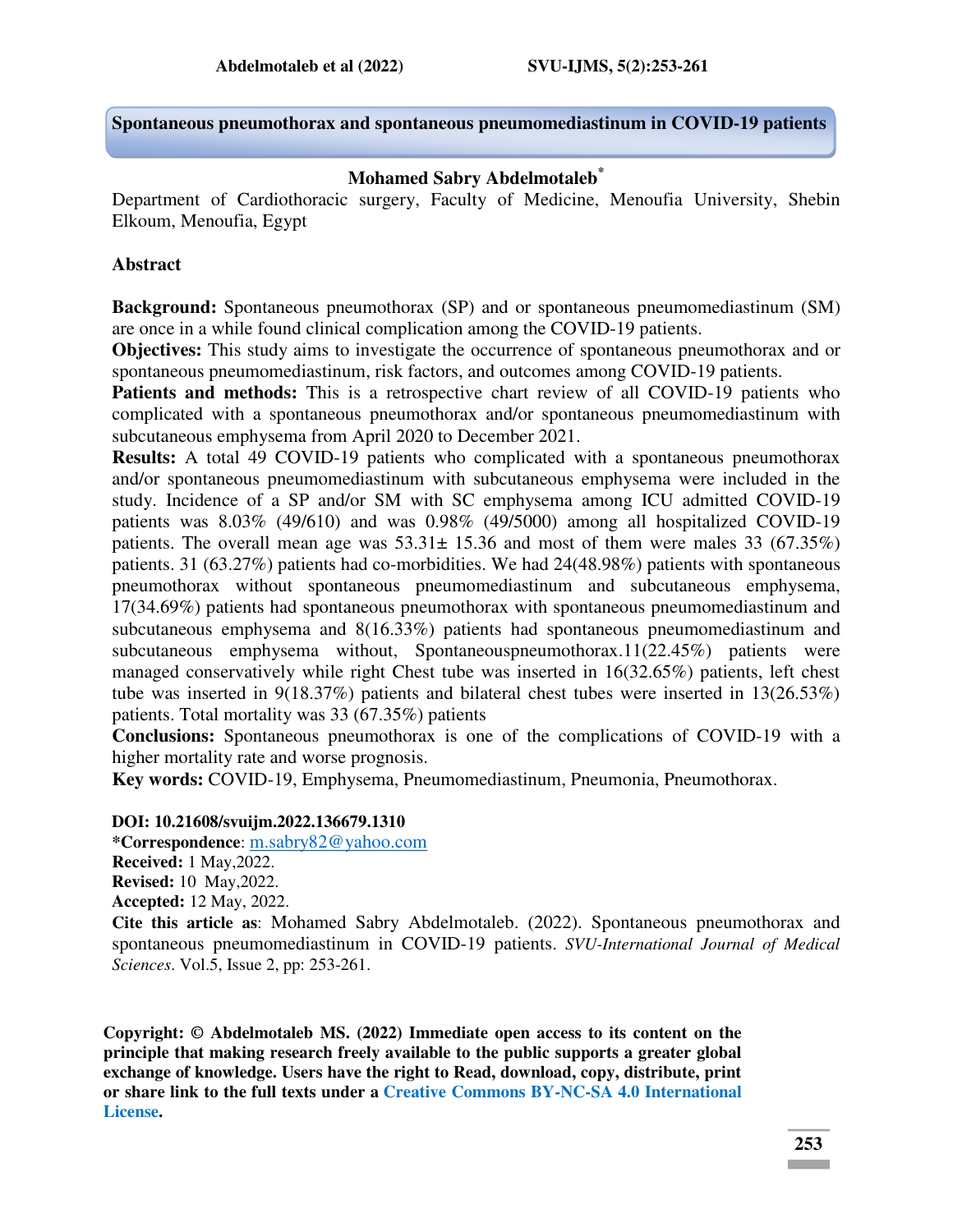# Spontaneous pneumothorax and spontaneous pneumomediastinum in COVID-19 patients

**Mohamed Sabry Abdelmotaleb***

Department of Cardiothoracic surgery, Faculty of Medicine, Menoufia University, Shebin Elkoum, Menoufia, Egypt

## Abstract

**Background:** Spontaneous pneumothorax (SP) and or spontaneous pneumomediastinum (SM) are once in a while found clinical complication among the COVID-19 patients.

**Objectives:** This study aims to investigate the occurrence of spontaneous pneumothorax and or spontaneous pneumomediastinum, risk factors, and outcomes among COVID-19 patients.

**Patients and methods:** This is a retrospective chart review of all COVID-19 patients who complicated with a spontaneous pneumothorax and/or spontaneous pneumomediastinum with subcutaneous emphysema from April 2020 to December 2021.

**Results:** A total 49 COVID-19 patients who complicated with a spontaneous pneumothorax and/or spontaneous pneumomediastinum with subcutaneous emphysema were included in the study. Incidence of a SP and/or SM with SC emphysema among ICU admitted COVID-19 patients was 8.03% (49/610) and was 0.98% (49/5000) among all hospitalized COVID-19 patients. The overall mean age was 53.31± 15.36 and most of them were males 33 (67.35%) patients. 31 (63.27%) patients had co-morbidities. We had 24(48.98%) patients with spontaneous pneumothorax without spontaneous pneumomediastinum and subcutaneous emphysema, 17(34.69%) patients had spontaneous pneumothorax with spontaneous pneumomediastinum and subcutaneous emphysema and 8(16.33%) patients had spontaneous pneumomediastinum and subcutaneous emphysema without, Spontaneouspneumothorax.11(22.45%) patients were managed conservatively while right Chest tube was inserted in 16(32.65%) patients, left chest tube was inserted in 9(18.37%) patients and bilateral chest tubes were inserted in 13(26.53%) patients. Total mortality was 33 (67.35%) patients

**Conclusions:** Spontaneous pneumothorax is one of the complications of COVID-19 with a higher mortality rate and worse prognosis.

**Key words:** COVID-19, Emphysema, Pneumomediastinum, Pneumonia, Pneumothorax.

**DOI: 10.21608/svuijm.2022.136679.1310**

***Correspondence**: m.sabry82@yahoo.com

**Received:** 1 May,2022.

**Revised:** 10 May,2022.

**Accepted:** 12 May, 2022.

**Cite this article as**: Mohamed Sabry Abdelmotaleb. (2022). Spontaneous pneumothorax and spontaneous pneumomediastinum in COVID-19 patients. *SVU-International Journal of Medical Sciences*. Vol.5, Issue 2, pp: 253-261.

**Copyright: © Abdelmotaleb MS. (2022) Immediate open access to its content on the principle that making research freely available to the public supports a greater global exchange of knowledge. Users have the right to Read, download, copy, distribute, print or share link to the full texts under a Creative Commons BY-NC-SA 4.0 International License.**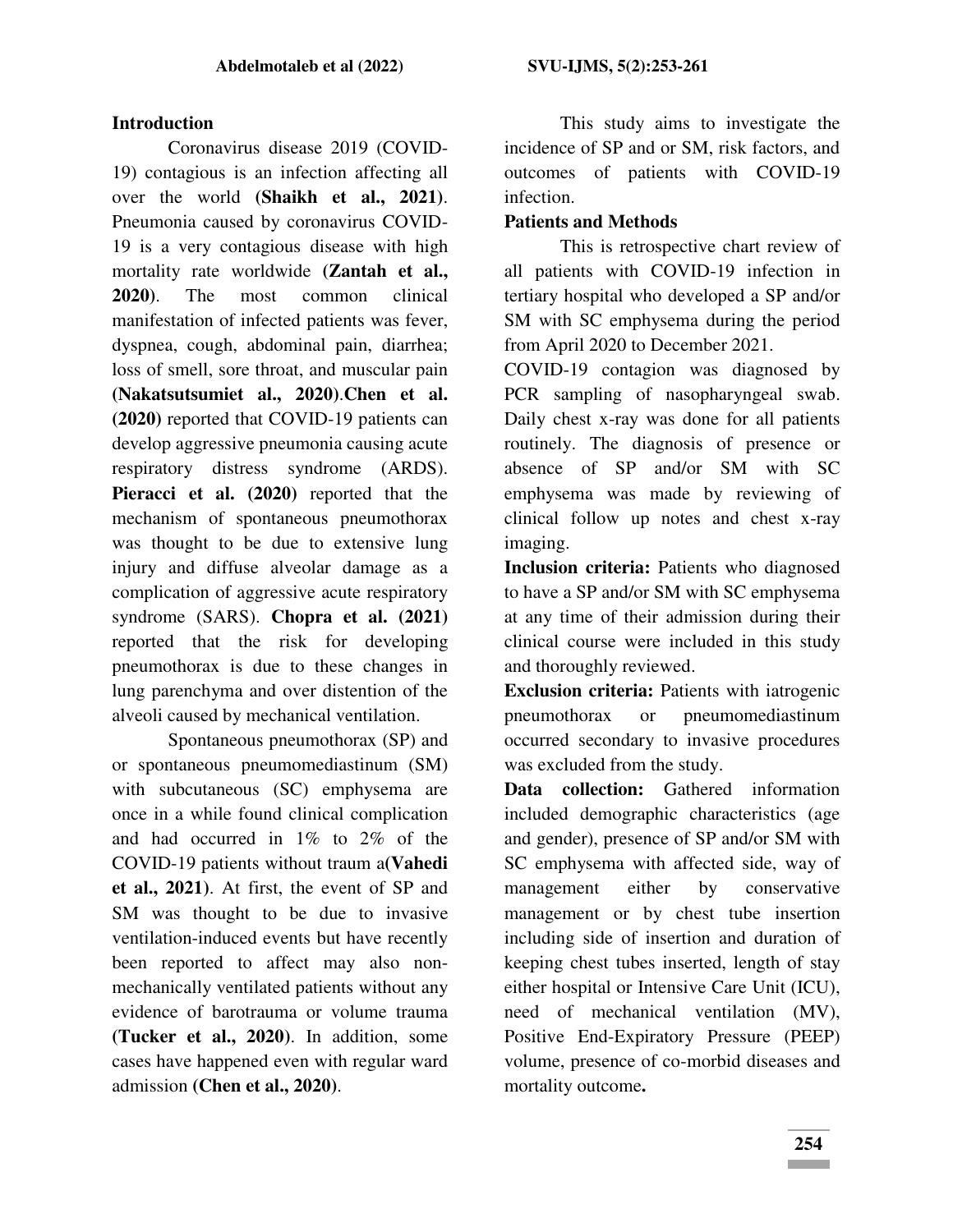## Introduction

Coronavirus disease 2019 (COVID-19) contagious is an infection affecting all over the world **(Shaikh et al., 2021)**. Pneumonia caused by coronavirus COVID-19 is a very contagious disease with high mortality rate worldwide **(Zantah et al., 2020)**. The most common clinical manifestation of infected patients was fever, dyspnea, cough, abdominal pain, diarrhea; loss of smell, sore throat, and muscular pain **(Nakatsutsumiet al., 2020)**.**Chen et al. (2020)** reported that COVID-19 patients can develop aggressive pneumonia causing acute respiratory distress syndrome (ARDS). **Pieracci et al. (2020)** reported that the mechanism of spontaneous pneumothorax was thought to be due to extensive lung injury and diffuse alveolar damage as a complication of aggressive acute respiratory syndrome (SARS). **Chopra et al. (2021)** reported that the risk for developing pneumothorax is due to these changes in lung parenchyma and over distention of the alveoli caused by mechanical ventilation.

Spontaneous pneumothorax (SP) and or spontaneous pneumomediastinum (SM) with subcutaneous (SC) emphysema are once in a while found clinical complication and had occurred in 1% to 2% of the COVID-19 patients without traum a**(Vahedi et al., 2021)**. At first, the event of SP and SM was thought to be due to invasive ventilation-induced events but have recently been reported to affect may also non-mechanically ventilated patients without any evidence of barotrauma or volume trauma **(Tucker et al., 2020)**. In addition, some cases have happened even with regular ward admission **(Chen et al., 2020)**.

This study aims to investigate the incidence of SP and or SM, risk factors, and outcomes of patients with COVID-19 infection.

## Patients and Methods

This is retrospective chart review of all patients with COVID-19 infection in tertiary hospital who developed a SP and/or SM with SC emphysema during the period from April 2020 to December 2021.

COVID-19 contagion was diagnosed by PCR sampling of nasopharyngeal swab. Daily chest x-ray was done for all patients routinely. The diagnosis of presence or absence of SP and/or SM with SC emphysema was made by reviewing of clinical follow up notes and chest x-ray imaging.

**Inclusion criteria:** Patients who diagnosed to have a SP and/or SM with SC emphysema at any time of their admission during their clinical course were included in this study and thoroughly reviewed.

**Exclusion criteria:** Patients with iatrogenic pneumothorax or pneumomediastinum occurred secondary to invasive procedures was excluded from the study.

**Data collection:** Gathered information included demographic characteristics (age and gender), presence of SP and/or SM with SC emphysema with affected side, way of management either by conservative management or by chest tube insertion including side of insertion and duration of keeping chest tubes inserted, length of stay either hospital or Intensive Care Unit (ICU), need of mechanical ventilation (MV), Positive End-Expiratory Pressure (PEEP) volume, presence of co-morbid diseases and mortality outcome**.**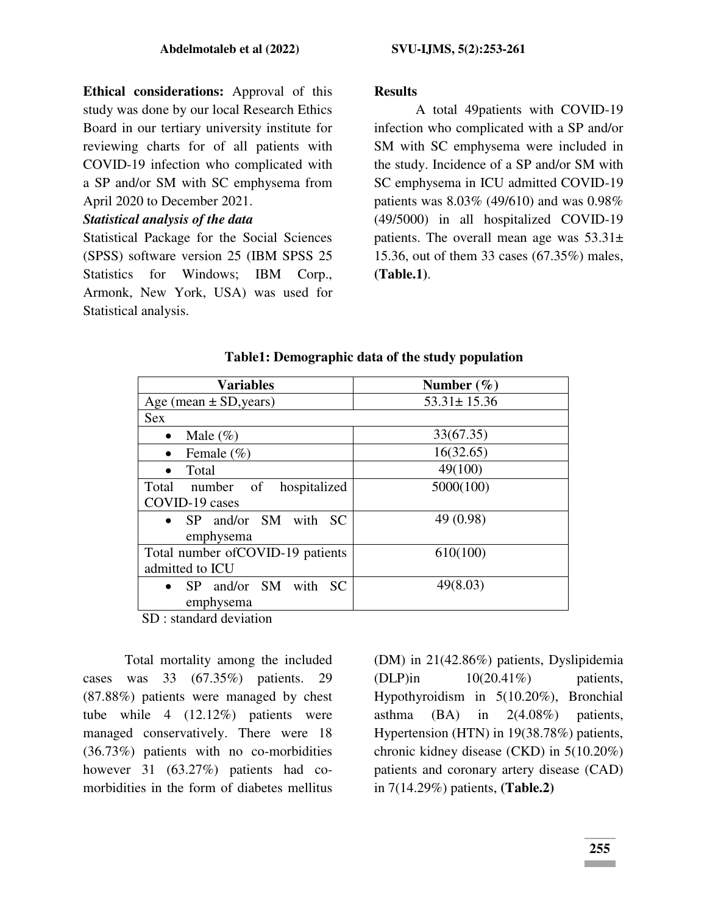**Ethical considerations:** Approval of this study was done by our local Research Ethics Board in our tertiary university institute for reviewing charts for of all patients with COVID-19 infection who complicated with a SP and/or SM with SC emphysema from April 2020 to December 2021.

***Statistical analysis of the data***

Statistical Package for the Social Sciences (SPSS) software version 25 (IBM SPSS 25 Statistics for Windows; IBM Corp., Armonk, New York, USA) was used for Statistical analysis.

**Results**

A total 49patients with COVID-19 infection who complicated with a SP and/or SM with SC emphysema were included in the study. Incidence of a SP and/or SM with SC emphysema in ICU admitted COVID-19 patients was 8.03% (49/610) and was 0.98% (49/5000) in all hospitalized COVID-19 patients. The overall mean age was 53.31± 15.36, out of them 33 cases (67.35%) males, **(Table.1)**.

**Table1: Demographic data of the study population**

| Variables | Number (%) |
|---|---|
| Age (mean ± SD,years) | 53.31± 15.36 |
| Sex | |
| • Male (%) | 33(67.35) |
| • Female (%) | 16(32.65) |
| • Total | 49(100) |
| Total number of hospitalized COVID-19 cases | 5000(100) |
| • SP and/or SM with SC emphysema | 49 (0.98) |
| Total number ofCOVID-19 patients admitted to ICU | 610(100) |
| • SP and/or SM with SC emphysema | 49(8.03) |

SD : standard deviation

Total mortality among the included cases was 33 (67.35%) patients. 29 (87.88%) patients were managed by chest tube while 4 (12.12%) patients were managed conservatively. There were 18 (36.73%) patients with no co-morbidities however 31 (63.27%) patients had co-morbidities in the form of diabetes mellitus (DM) in 21(42.86%) patients, Dyslipidemia (DLP)in 10(20.41%) patients, Hypothyroidism in 5(10.20%), Bronchial asthma (BA) in 2(4.08%) patients, Hypertension (HTN) in 19(38.78%) patients, chronic kidney disease (CKD) in 5(10.20%) patients and coronary artery disease (CAD) in 7(14.29%) patients, **(Table.2)**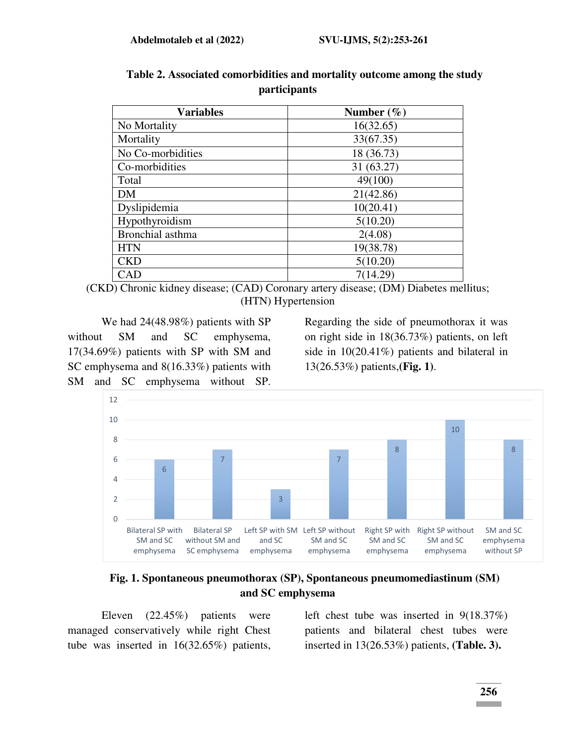**Table 2. Associated comorbidities and mortality outcome among the study participants**

| Variables | Number (%) |
|---|---|
| No Mortality | 16(32.65) |
| Mortality | 33(67.35) |
| No Co-morbidities | 18 (36.73) |
| Co-morbidities | 31 (63.27) |
| Total | 49(100) |
| DM | 21(42.86) |
| Dyslipidemia | 10(20.41) |
| Hypothyroidism | 5(10.20) |
| Bronchial asthma | 2(4.08) |
| HTN | 19(38.78) |
| CKD | 5(10.20) |
| CAD | 7(14.29) |

(CKD) Chronic kidney disease; (CAD) Coronary artery disease; (DM) Diabetes mellitus; (HTN) Hypertension

We had 24(48.98%) patients with SP without SM and SC emphysema, 17(34.69%) patients with SP with SM and SC emphysema and 8(16.33%) patients with SM and SC emphysema without SP. Regarding the side of pneumothorax it was on right side in 18(36.73%) patients, on left side in 10(20.41%) patients and bilateral in 13(26.53%) patients,**(Fig. 1)**.

| Category | Number |
|---|---|
| Bilateral SP with SM and SC emphysema | 6 |
| Bilateral SP without SM and SC emphysema | 7 |
| Left SP with SM and SC emphysema | 3 |
| Left SP without SM and SC emphysema | 7 |
| Right SP with SM and SC emphysema | 8 |
| Right SP without SM and SC emphysema | 10 |
| SM and SC emphysema without SP | 8 |

**Fig. 1. Spontaneous pneumothorax (SP), Spontaneous pneumomediastinum (SM) and SC emphysema**

Eleven (22.45%) patients were managed conservatively while right Chest tube was inserted in 16(32.65%) patients, left chest tube was inserted in 9(18.37%) patients and bilateral chest tubes were inserted in 13(26.53%) patients, **(Table. 3)**.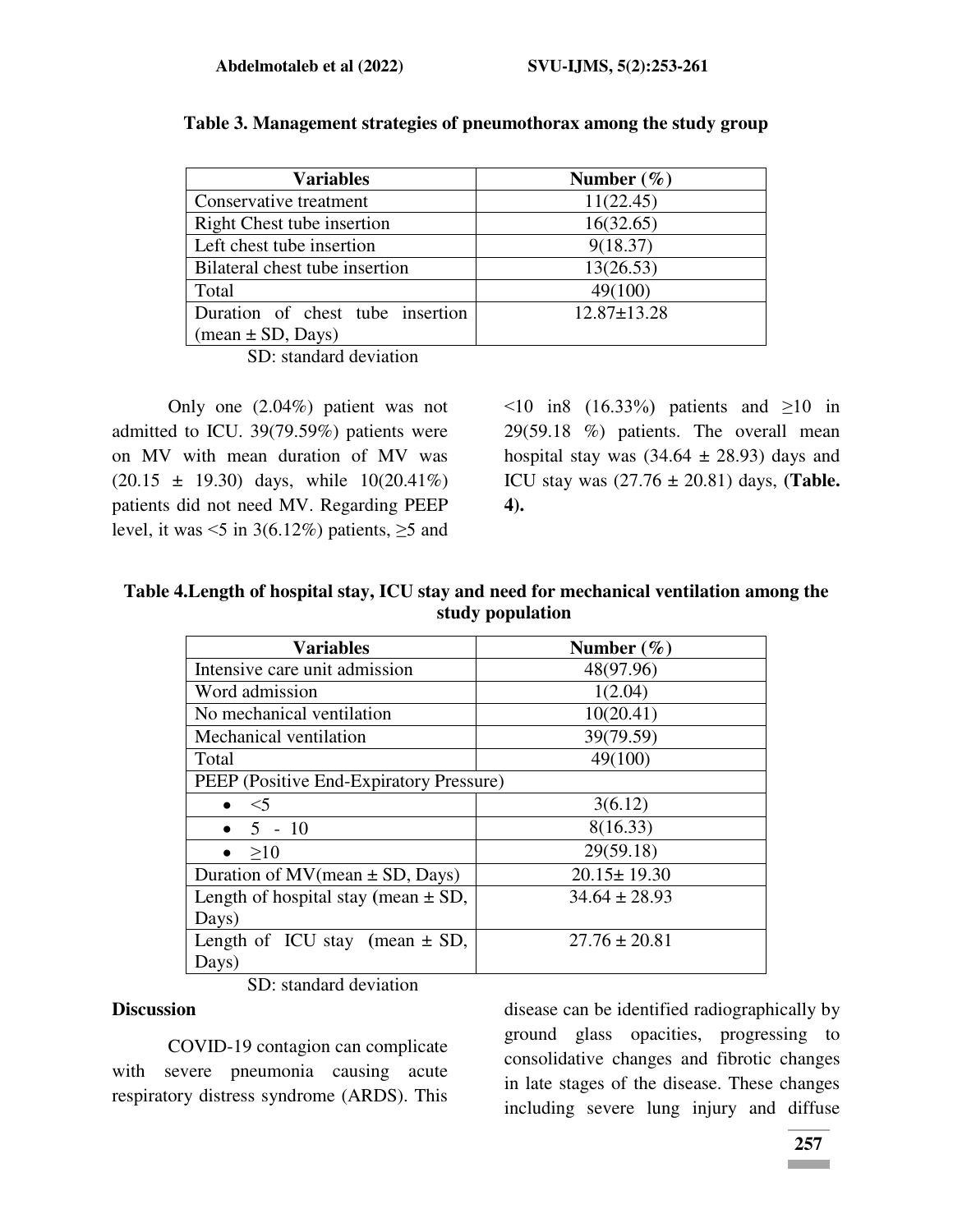**Table 3. Management strategies of pneumothorax among the study group**

| Variables | Number (%) |
|---|---|
| Conservative treatment | 11(22.45) |
| Right Chest tube insertion | 16(32.65) |
| Left chest tube insertion | 9(18.37) |
| Bilateral chest tube insertion | 13(26.53) |
| Total | 49(100) |
| Duration of chest tube insertion (mean ± SD, Days) | 12.87±13.28 |

SD: standard deviation

Only one (2.04%) patient was not admitted to ICU. 39(79.59%) patients were on MV with mean duration of MV was (20.15 ± 19.30) days, while 10(20.41%) patients did not need MV. Regarding PEEP level, it was <5 in 3(6.12%) patients, ≥5 and <10 in8 (16.33%) patients and ≥10 in 29(59.18 %) patients. The overall mean hospital stay was (34.64 ± 28.93) days and ICU stay was (27.76 ± 20.81) days, **(Table. 4).**

**Table 4.Length of hospital stay, ICU stay and need for mechanical ventilation among the study population**

| Variables | Number (%) |
|---|---|
| Intensive care unit admission | 48(97.96) |
| Word admission | 1(2.04) |
| No mechanical ventilation | 10(20.41) |
| Mechanical ventilation | 39(79.59) |
| Total | 49(100) |
| PEEP (Positive End-Expiratory Pressure) | |
| • <5 | 3(6.12) |
| • 5 - 10 | 8(16.33) |
| • ≥10 | 29(59.18) |
| Duration of MV(mean ± SD, Days) | 20.15± 19.30 |
| Length of hospital stay (mean ± SD, Days) | 34.64 ± 28.93 |
| Length of ICU stay (mean ± SD, Days) | 27.76 ± 20.81 |

SD: standard deviation

## Discussion

COVID-19 contagion can complicate with severe pneumonia causing acute respiratory distress syndrome (ARDS). This disease can be identified radiographically by ground glass opacities, progressing to consolidative changes and fibrotic changes in late stages of the disease. These changes including severe lung injury and diffuse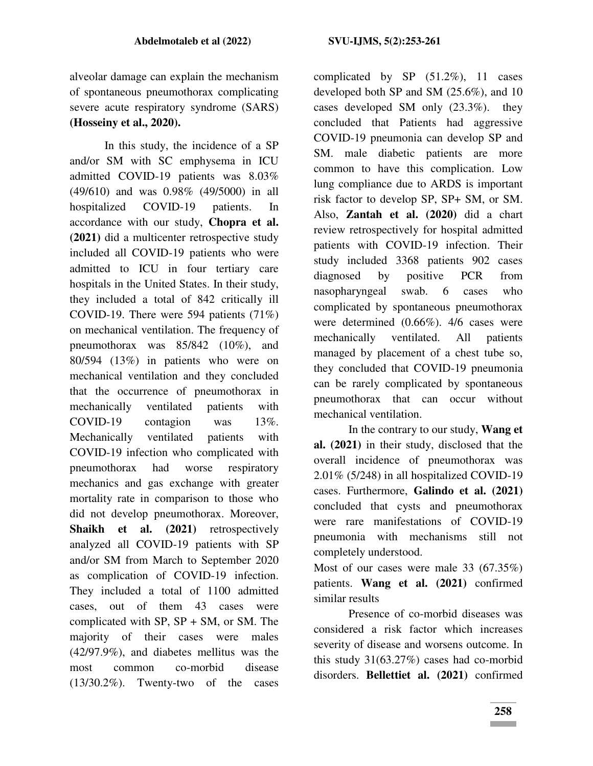alveolar damage can explain the mechanism of spontaneous pneumothorax complicating severe acute respiratory syndrome (SARS) **(Hosseiny et al., 2020).**

In this study, the incidence of a SP and/or SM with SC emphysema in ICU admitted COVID-19 patients was 8.03% (49/610) and was 0.98% (49/5000) in all hospitalized COVID-19 patients. In accordance with our study, **Chopra et al. (2021)** did a multicenter retrospective study included all COVID-19 patients who were admitted to ICU in four tertiary care hospitals in the United States. In their study, they included a total of 842 critically ill COVID-19. There were 594 patients (71%) on mechanical ventilation. The frequency of pneumothorax was 85/842 (10%), and 80/594 (13%) in patients who were on mechanical ventilation and they concluded that the occurrence of pneumothorax in mechanically ventilated patients with COVID-19 contagion was 13%. Mechanically ventilated patients with COVID-19 infection who complicated with pneumothorax had worse respiratory mechanics and gas exchange with greater mortality rate in comparison to those who did not develop pneumothorax. Moreover, **Shaikh et al. (2021)** retrospectively analyzed all COVID-19 patients with SP and/or SM from March to September 2020 as complication of COVID-19 infection. They included a total of 1100 admitted cases, out of them 43 cases were complicated with SP, SP + SM, or SM. The majority of their cases were males (42/97.9%), and diabetes mellitus was the most common co-morbid disease (13/30.2%). Twenty-two of the cases complicated by SP (51.2%), 11 cases developed both SP and SM (25.6%), and 10 cases developed SM only (23.3%). they concluded that Patients had aggressive COVID-19 pneumonia can develop SP and SM. male diabetic patients are more common to have this complication. Low lung compliance due to ARDS is important risk factor to develop SP, SP+ SM, or SM. Also, **Zantah et al. (2020)** did a chart review retrospectively for hospital admitted patients with COVID-19 infection. Their study included 3368 patients 902 cases diagnosed by positive PCR from nasopharyngeal swab. 6 cases who complicated by spontaneous pneumothorax were determined (0.66%). 4/6 cases were mechanically ventilated. All patients managed by placement of a chest tube so, they concluded that COVID-19 pneumonia can be rarely complicated by spontaneous pneumothorax that can occur without mechanical ventilation.

In the contrary to our study, **Wang et al. (2021)** in their study, disclosed that the overall incidence of pneumothorax was 2.01% (5/248) in all hospitalized COVID-19 cases. Furthermore, **Galindo et al. (2021)** concluded that cysts and pneumothorax were rare manifestations of COVID-19 pneumonia with mechanisms still not completely understood.

Most of our cases were male 33 (67.35%) patients. **Wang et al. (2021)** confirmed similar results

Presence of co-morbid diseases was considered a risk factor which increases severity of disease and worsens outcome. In this study 31(63.27%) cases had co-morbid disorders. **Bellettiet al. (2021)** confirmed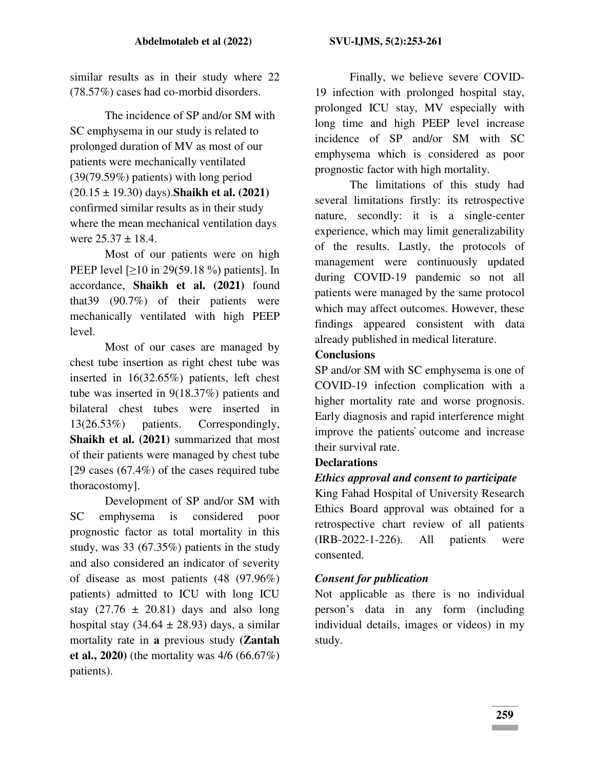similar results as in their study where 22 (78.57%) cases had co-morbid disorders.

The incidence of SP and/or SM with SC emphysema in our study is related to prolonged duration of MV as most of our patients were mechanically ventilated (39(79.59%) patients) with long period (20.15 ± 19.30) days). **Shaikh et al. (2021)** confirmed similar results as in their study where the mean mechanical ventilation days were 25.37 ± 18.4.

Most of our patients were on high PEEP level [≥10 in 29(59.18 %) patients]. In accordance, **Shaikh et al. (2021)** found that39 (90.7%) of their patients were mechanically ventilated with high PEEP level.

Most of our cases are managed by chest tube insertion as right chest tube was inserted in 16(32.65%) patients, left chest tube was inserted in 9(18.37%) patients and bilateral chest tubes were inserted in 13(26.53%) patients. Correspondingly, **Shaikh et al. (2021)** summarized that most of their patients were managed by chest tube [29 cases (67.4%) of the cases required tube thoracostomy].

Development of SP and/or SM with SC emphysema is considered poor prognostic factor as total mortality in this study, was 33 (67.35%) patients in the study and also considered an indicator of severity of disease as most patients (48 (97.96%) patients) admitted to ICU with long ICU stay (27.76 ± 20.81) days and also long hospital stay (34.64 ± 28.93) days, a similar mortality rate in **a** previous study **(Zantah et al., 2020)** (the mortality was 4/6 (66.67%) patients).

Finally, we believe severe COVID-19 infection with prolonged hospital stay, prolonged ICU stay, MV especially with long time and high PEEP level increase incidence of SP and/or SM with SC emphysema which is considered as poor prognostic factor with high mortality.

The limitations of this study had several limitations firstly: its retrospective nature, secondly: it is a single-center experience, which may limit generalizability of the results. Lastly, the protocols of management were continuously updated during COVID-19 pandemic so not all patients were managed by the same protocol which may affect outcomes. However, these findings appeared consistent with data already published in medical literature.

## Conclusions

SP and/or SM with SC emphysema is one of COVID-19 infection complication with a higher mortality rate and worse prognosis. Early diagnosis and rapid interference might improve the patients' outcome and increase their survival rate.

## Declarations

### *Ethics approval and consent to participate*

King Fahad Hospital of University Research Ethics Board approval was obtained for a retrospective chart review of all patients (IRB-2022-1-226). All patients were consented.

### *Consent for publication*

Not applicable as there is no individual person's data in any form (including individual details, images or videos) in my study.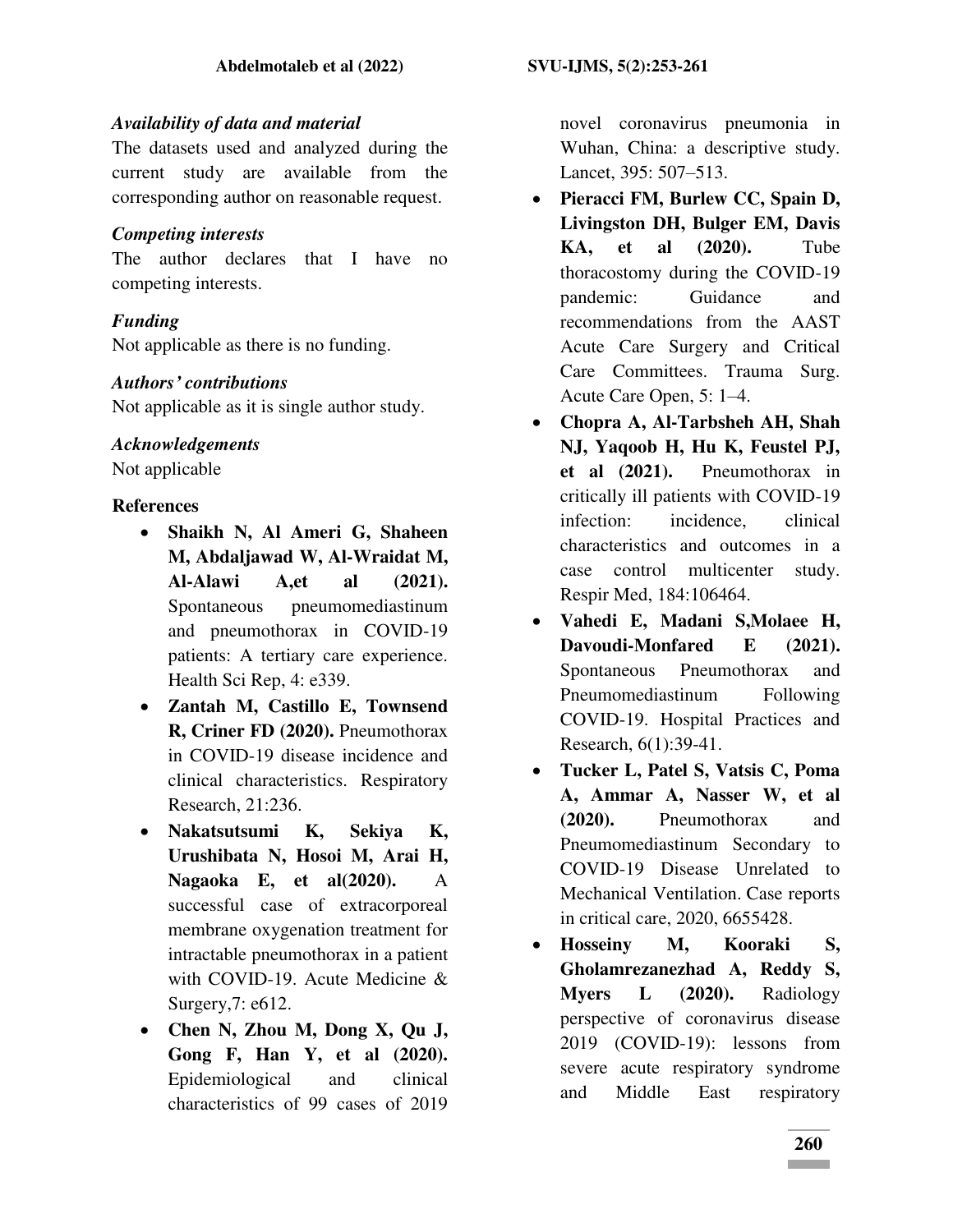### *Availability of data and material*

The datasets used and analyzed during the current study are available from the corresponding author on reasonable request.

### *Competing interests*

The author declares that I have no competing interests.

### *Funding*

Not applicable as there is no funding.

### *Authors' contributions*

Not applicable as it is single author study.

### *Acknowledgements*

Not applicable

### References

- **Shaikh N, Al Ameri G, Shaheen M, Abdaljawad W, Al-Wraidat M, Al-Alawi A,et al (2021).** Spontaneous pneumomediastinum and pneumothorax in COVID-19 patients: A tertiary care experience. Health Sci Rep, 4: e339.
- **Zantah M, Castillo E, Townsend R, Criner FD (2020).** Pneumothorax in COVID-19 disease incidence and clinical characteristics. Respiratory Research, 21:236.
- **Nakatsutsumi K, Sekiya K, Urushibata N, Hosoi M, Arai H, Nagaoka E, et al(2020).** A successful case of extracorporeal membrane oxygenation treatment for intractable pneumothorax in a patient with COVID-19. Acute Medicine & Surgery,7: e612.
- **Chen N, Zhou M, Dong X, Qu J, Gong F, Han Y, et al (2020).** Epidemiological and clinical characteristics of 99 cases of 2019 novel coronavirus pneumonia in Wuhan, China: a descriptive study. Lancet, 395: 507–513.
- **Pieracci FM, Burlew CC, Spain D, Livingston DH, Bulger EM, Davis KA, et al (2020).** Tube thoracostomy during the COVID-19 pandemic: Guidance and recommendations from the AAST Acute Care Surgery and Critical Care Committees. Trauma Surg. Acute Care Open, 5: 1–4.
- **Chopra A, Al-Tarbsheh AH, Shah NJ, Yaqoob H, Hu K, Feustel PJ, et al (2021).** Pneumothorax in critically ill patients with COVID-19 infection: incidence, clinical characteristics and outcomes in a case control multicenter study. Respir Med, 184:106464.
- **Vahedi E, Madani S,Molaee H, Davoudi-Monfared E (2021).** Spontaneous Pneumothorax and Pneumomediastinum Following COVID-19. Hospital Practices and Research, 6(1):39-41.
- **Tucker L, Patel S, Vatsis C, Poma A, Ammar A, Nasser W, et al (2020).** Pneumothorax and Pneumomediastinum Secondary to COVID-19 Disease Unrelated to Mechanical Ventilation. Case reports in critical care, 2020, 6655428.
- **Hosseiny M, Kooraki S, Gholamrezanezhad A, Reddy S, Myers L (2020).** Radiology perspective of coronavirus disease 2019 (COVID-19): lessons from severe acute respiratory syndrome and Middle East respiratory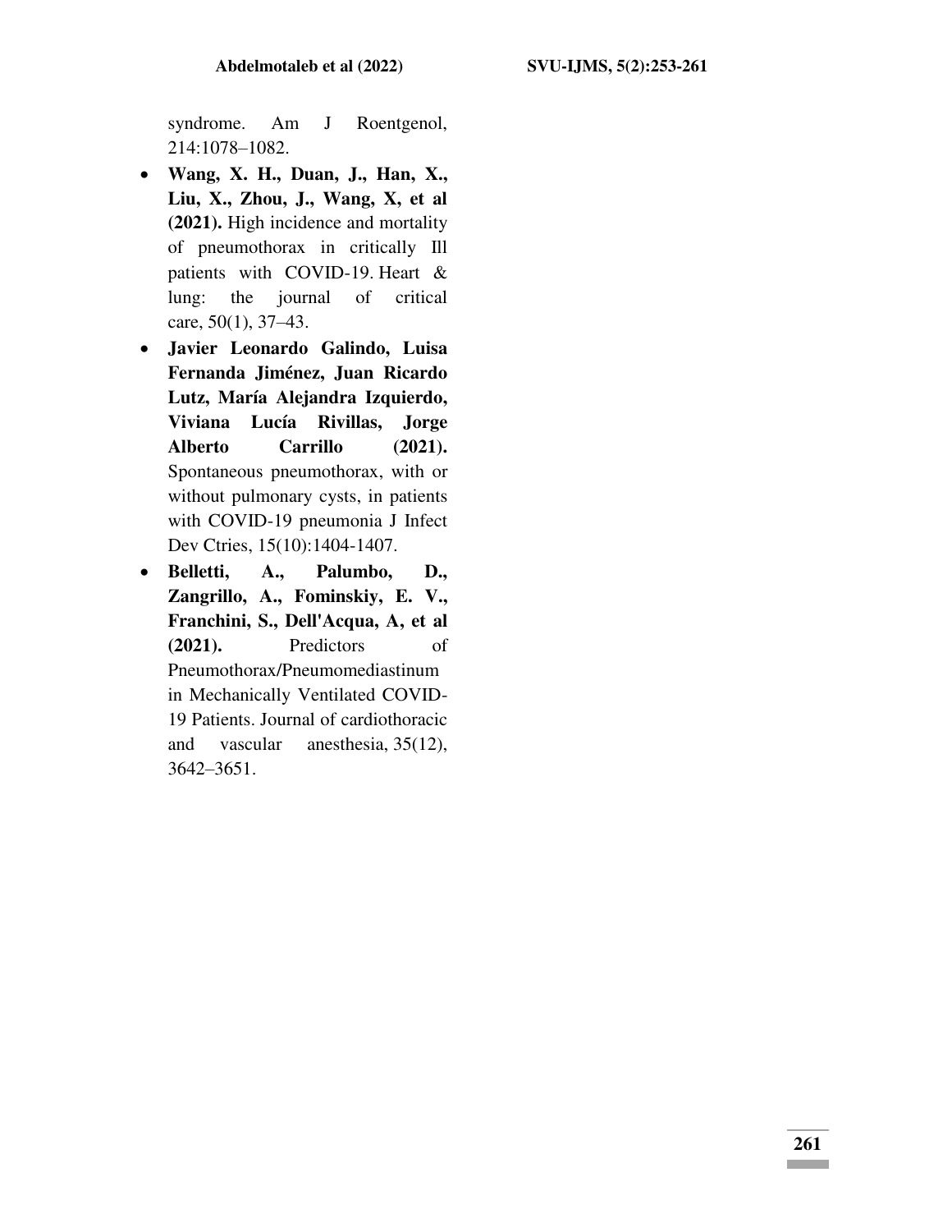syndrome. Am J Roentgenol, 214:1078–1082.

- **Wang, X. H., Duan, J., Han, X., Liu, X., Zhou, J., Wang, X, et al (2021).** High incidence and mortality of pneumothorax in critically Ill patients with COVID-19. Heart & lung: the journal of critical care, 50(1), 37–43.
- **Javier Leonardo Galindo, Luisa Fernanda Jiménez, Juan Ricardo Lutz, María Alejandra Izquierdo, Viviana Lucía Rivillas, Jorge Alberto Carrillo (2021).** Spontaneous pneumothorax, with or without pulmonary cysts, in patients with COVID-19 pneumonia J Infect Dev Ctries, 15(10):1404-1407.
- **Belletti, A., Palumbo, D., Zangrillo, A., Fominskiy, E. V., Franchini, S., Dell'Acqua, A, et al (2021).** Predictors of Pneumothorax/Pneumomediastinum in Mechanically Ventilated COVID-19 Patients. Journal of cardiothoracic and vascular anesthesia, 35(12), 3642–3651.